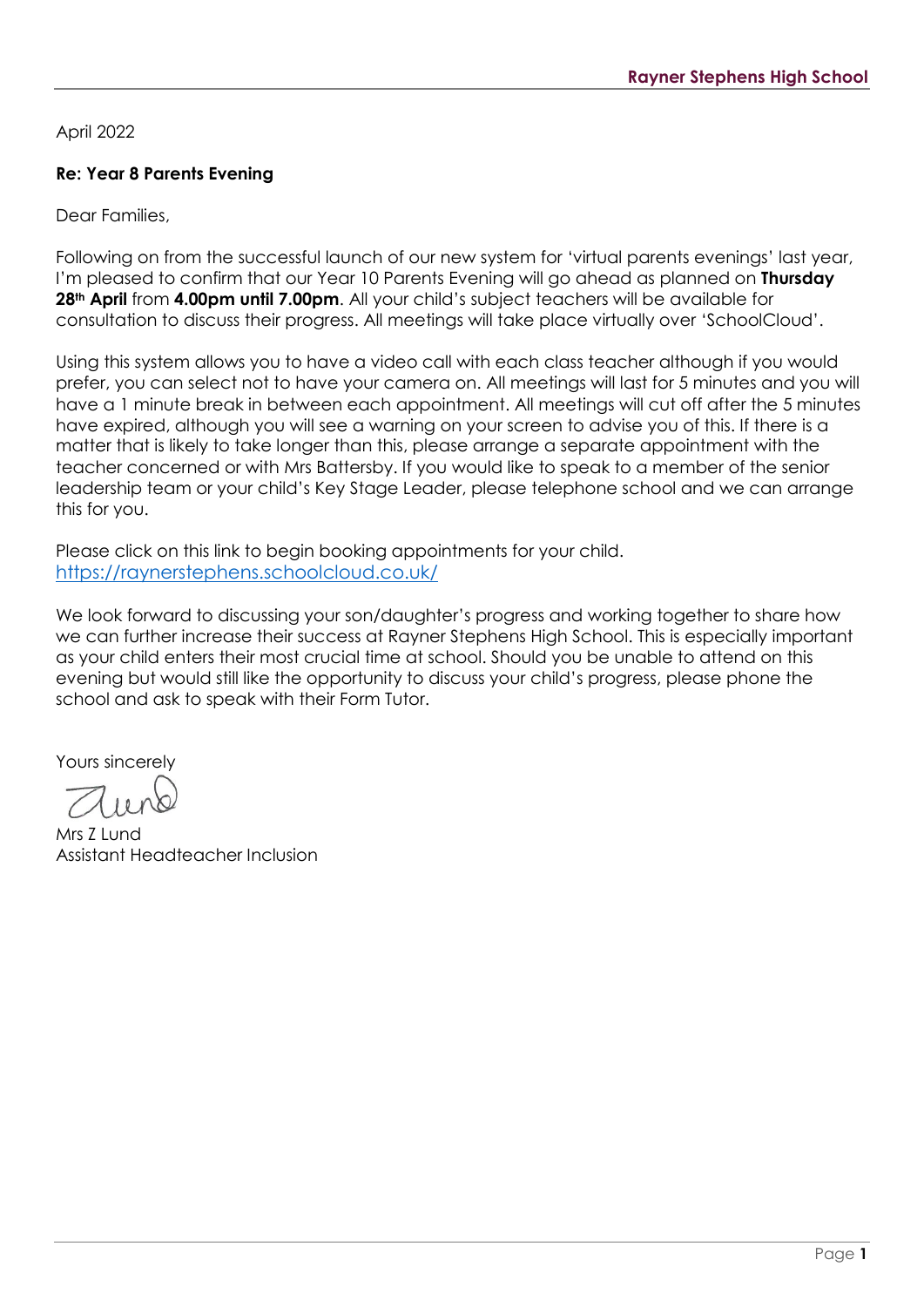**Rayner Stephens High School**

April 2022

**Re: Year 8 Parents Evening**

Dear Families,

Following on from the successful launch of our new system for 'virtual parents evenings' last year, I'm pleased to confirm that our Year 10 Parents Evening will go ahead as planned on **Thursday 28th April** from **4.00pm until 7.00pm**. All your child's subject teachers will be available for consultation to discuss their progress. All meetings will take place virtually over 'SchoolCloud'.

Using this system allows you to have a video call with each class teacher although if you would prefer, you can select not to have your camera on. All meetings will last for 5 minutes and you will have a 1 minute break in between each appointment. All meetings will cut off after the 5 minutes have expired, although you will see a warning on your screen to advise you of this. If there is a matter that is likely to take longer than this, please arrange a separate appointment with the teacher concerned or with Mrs Battersby. If you would like to speak to a member of the senior leadership team or your child's Key Stage Leader, please telephone school and we can arrange this for you.

Please click on this link to begin booking appointments for your child.
https://raynerstephens.schoolcloud.co.uk/

We look forward to discussing your son/daughter's progress and working together to share how we can further increase their success at Rayner Stephens High School. This is especially important as your child enters their most crucial time at school. Should you be unable to attend on this evening but would still like the opportunity to discuss your child's progress, please phone the school and ask to speak with their Form Tutor.

Yours sincerely

Mrs Z Lund
Assistant Headteacher Inclusion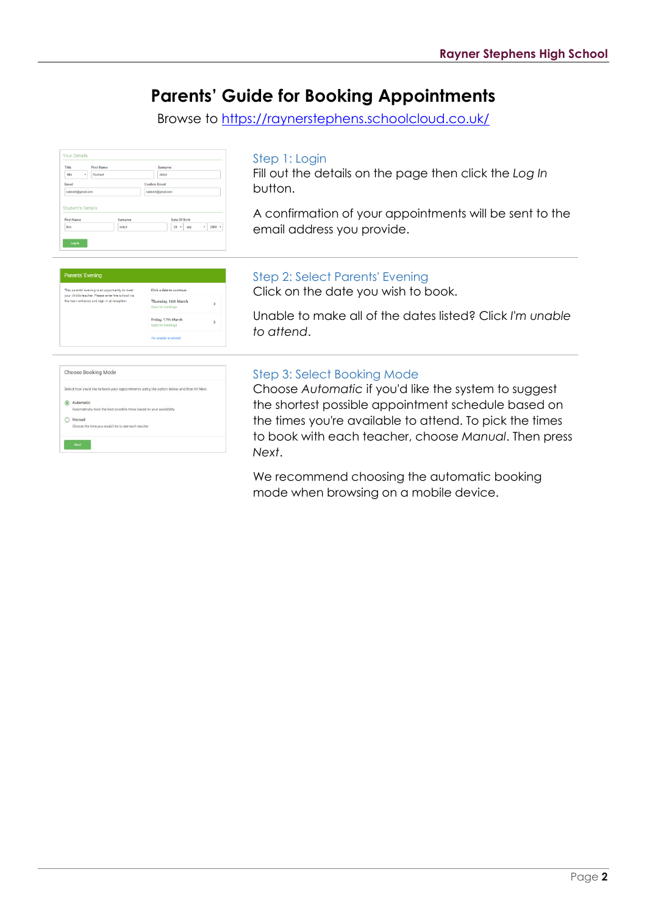# Parents' Guide for Booking Appointments

Browse to https://raynerstephens.schoolcloud.co.uk/

### Step 1: Login

Fill out the details on the page then click the *Log In* button.

A confirmation of your appointments will be sent to the email address you provide.

### Step 2: Select Parents' Evening

Click on the date you wish to book.

Unable to make all of the dates listed? Click *I'm unable to attend*.

### Step 3: Select Booking Mode

Choose *Automatic* if you'd like the system to suggest the shortest possible appointment schedule based on the times you're available to attend. To pick the times to book with each teacher, choose *Manual*. Then press *Next*.

We recommend choosing the automatic booking mode when browsing on a mobile device.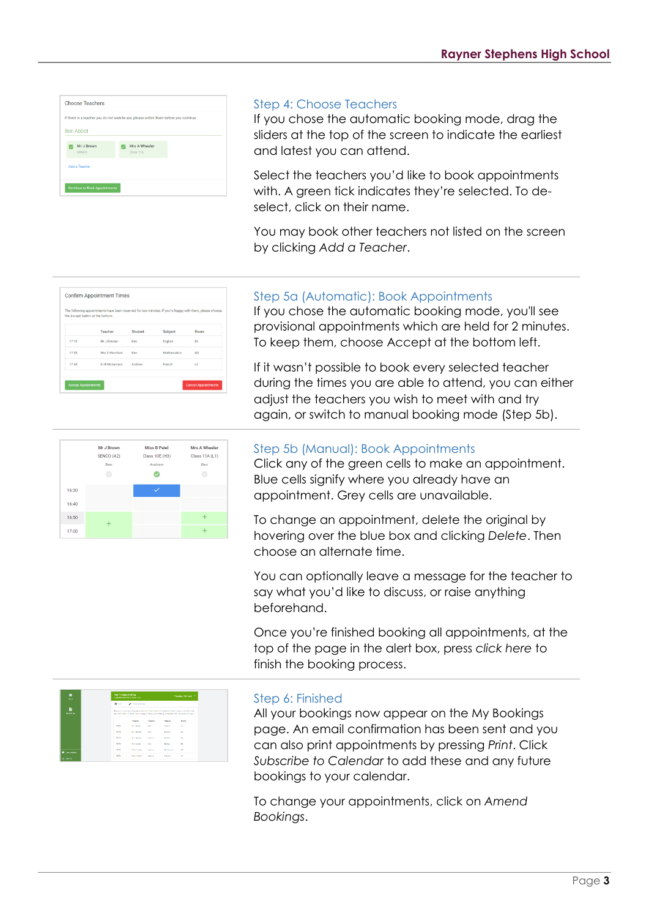## Step 4: Choose Teachers

If you chose the automatic booking mode, drag the sliders at the top of the screen to indicate the earliest and latest you can attend.

Select the teachers you'd like to book appointments with. A green tick indicates they're selected. To de-select, click on their name.

You may book other teachers not listed on the screen by clicking *Add a Teacher*.

## Step 5a (Automatic): Book Appointments

If you chose the automatic booking mode, you'll see provisional appointments which are held for 2 minutes. To keep them, choose Accept at the bottom left.

If it wasn't possible to book every selected teacher during the times you are able to attend, you can either adjust the teachers you wish to meet with and try again, or switch to manual booking mode (Step 5b).

## Step 5b (Manual): Book Appointments

Click any of the green cells to make an appointment. Blue cells signify where you already have an appointment. Grey cells are unavailable.

To change an appointment, delete the original by hovering over the blue box and clicking *Delete*. Then choose an alternate time.

You can optionally leave a message for the teacher to say what you'd like to discuss, or raise anything beforehand.

Once you're finished booking all appointments, at the top of the page in the alert box, press *click here* to finish the booking process.

## Step 6: Finished

All your bookings now appear on the My Bookings page. An email confirmation has been sent and you can also print appointments by pressing *Print*. Click *Subscribe to Calendar* to add these and any future bookings to your calendar.

To change your appointments, click on *Amend Bookings*.